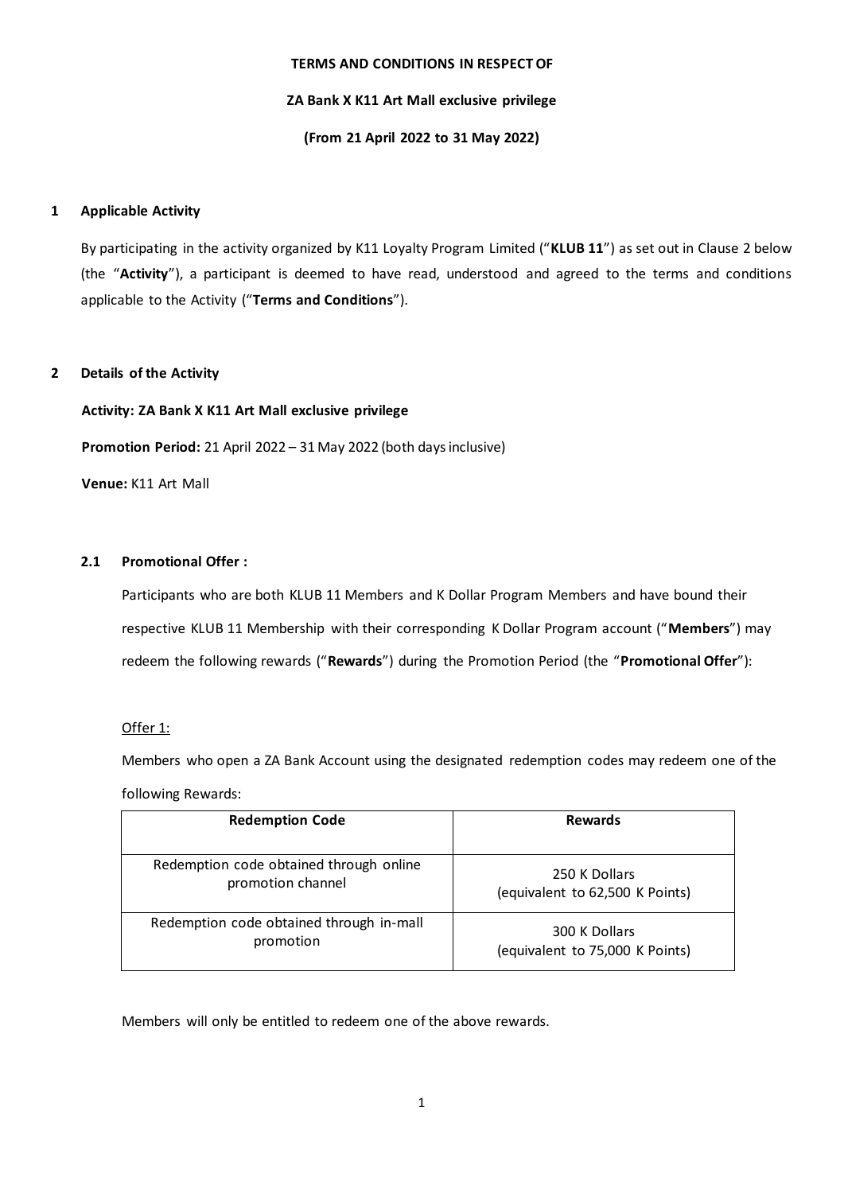**TERMS AND CONDITIONS IN RESPECT OF**

**ZA Bank X K11 Art Mall exclusive privilege**

**(From 21 April 2022 to 31 May 2022)**

## 1 Applicable Activity

By participating in the activity organized by K11 Loyalty Program Limited ("**KLUB 11**") as set out in Clause 2 below (the "**Activity**"), a participant is deemed to have read, understood and agreed to the terms and conditions applicable to the Activity ("**Terms and Conditions**").

## 2 Details of the Activity

**Activity: ZA Bank X K11 Art Mall exclusive privilege**

**Promotion Period:** 21 April 2022 – 31 May 2022 (both days inclusive)

**Venue:** K11 Art Mall

### 2.1 Promotional Offer :

Participants who are both KLUB 11 Members and K Dollar Program Members and have bound their respective KLUB 11 Membership with their corresponding K Dollar Program account ("**Members**") may redeem the following rewards ("**Rewards**") during the Promotion Period (the "**Promotional Offer**"):

Offer 1:

Members who open a ZA Bank Account using the designated redemption codes may redeem one of the following Rewards:

| Redemption Code | Rewards |
|---|---|
| Redemption code obtained through online promotion channel | 250 K Dollars (equivalent to 62,500 K Points) |
| Redemption code obtained through in-mall promotion | 300 K Dollars (equivalent to 75,000 K Points) |

Members will only be entitled to redeem one of the above rewards.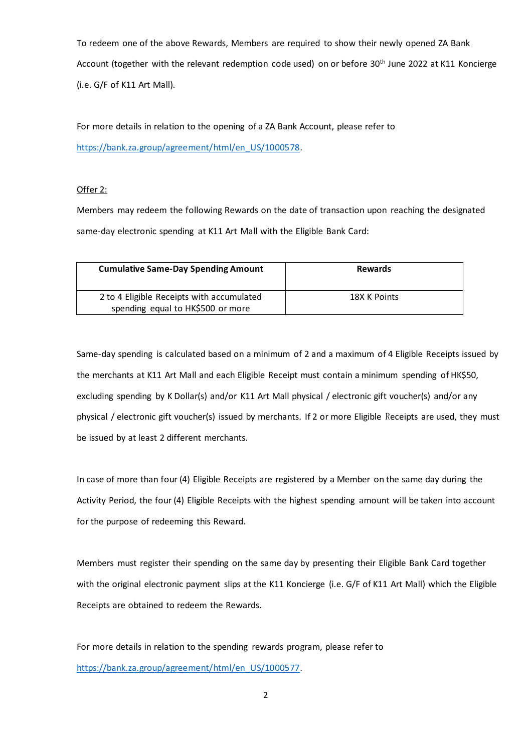To redeem one of the above Rewards, Members are required to show their newly opened ZA Bank Account (together with the relevant redemption code used) on or before 30th June 2022 at K11 Koncierge (i.e. G/F of K11 Art Mall).

For more details in relation to the opening of a ZA Bank Account, please refer to https://bank.za.group/agreement/html/en_US/1000578.

Offer 2:

Members may redeem the following Rewards on the date of transaction upon reaching the designated same-day electronic spending at K11 Art Mall with the Eligible Bank Card:

| Cumulative Same-Day Spending Amount | Rewards |
| --- | --- |
| 2 to 4 Eligible Receipts with accumulated spending equal to HK$500 or more | 18X K Points |

Same-day spending is calculated based on a minimum of 2 and a maximum of 4 Eligible Receipts issued by the merchants at K11 Art Mall and each Eligible Receipt must contain a minimum spending of HK$50, excluding spending by K Dollar(s) and/or K11 Art Mall physical / electronic gift voucher(s) and/or any physical / electronic gift voucher(s) issued by merchants. If 2 or more Eligible Receipts are used, they must be issued by at least 2 different merchants.

In case of more than four (4) Eligible Receipts are registered by a Member on the same day during the Activity Period, the four (4) Eligible Receipts with the highest spending amount will be taken into account for the purpose of redeeming this Reward.

Members must register their spending on the same day by presenting their Eligible Bank Card together with the original electronic payment slips at the K11 Koncierge (i.e. G/F of K11 Art Mall) which the Eligible Receipts are obtained to redeem the Rewards.

For more details in relation to the spending rewards program, please refer to https://bank.za.group/agreement/html/en_US/1000577.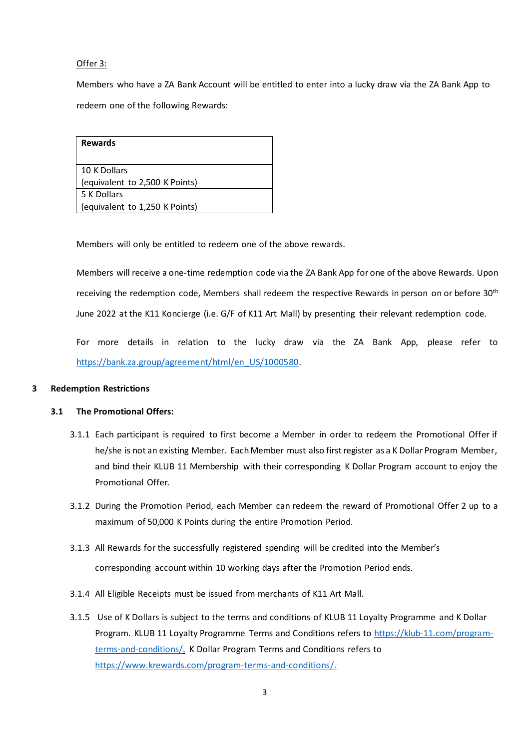Offer 3:

Members who have a ZA Bank Account will be entitled to enter into a lucky draw via the ZA Bank App to redeem one of the following Rewards:

| Rewards |
| --- |
| 10 K Dollars (equivalent to 2,500 K Points) |
| 5 K Dollars (equivalent to 1,250 K Points) |

Members will only be entitled to redeem one of the above rewards.

Members will receive a one-time redemption code via the ZA Bank App for one of the above Rewards. Upon receiving the redemption code, Members shall redeem the respective Rewards in person on or before 30th June 2022 at the K11 Koncierge (i.e. G/F of K11 Art Mall) by presenting their relevant redemption code.

For more details in relation to the lucky draw via the ZA Bank App, please refer to https://bank.za.group/agreement/html/en_US/1000580.

## 3 Redemption Restrictions

### 3.1 The Promotional Offers:

3.1.1 Each participant is required to first become a Member in order to redeem the Promotional Offer if he/she is not an existing Member. Each Member must also first register as a K Dollar Program Member, and bind their KLUB 11 Membership with their corresponding K Dollar Program account to enjoy the Promotional Offer.

3.1.2 During the Promotion Period, each Member can redeem the reward of Promotional Offer 2 up to a maximum of 50,000 K Points during the entire Promotion Period.

3.1.3 All Rewards for the successfully registered spending will be credited into the Member's corresponding account within 10 working days after the Promotion Period ends.

3.1.4 All Eligible Receipts must be issued from merchants of K11 Art Mall.

3.1.5 Use of K Dollars is subject to the terms and conditions of KLUB 11 Loyalty Programme and K Dollar Program. KLUB 11 Loyalty Programme Terms and Conditions refers to https://klub-11.com/program-terms-and-conditions/. K Dollar Program Terms and Conditions refers to https://www.krewards.com/program-terms-and-conditions/.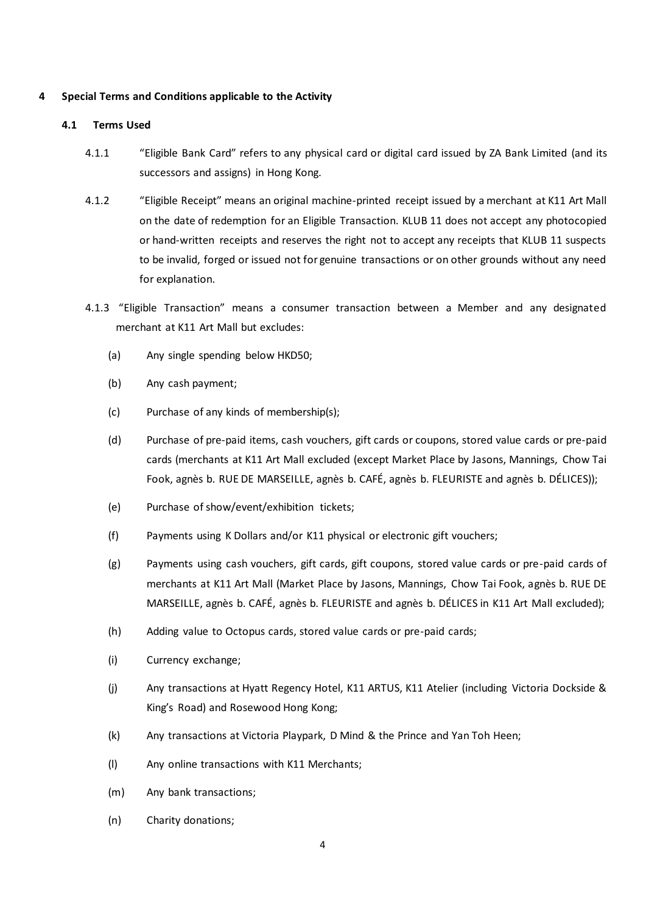## 4 Special Terms and Conditions applicable to the Activity

### 4.1 Terms Used

4.1.1 "Eligible Bank Card" refers to any physical card or digital card issued by ZA Bank Limited (and its successors and assigns) in Hong Kong.

4.1.2 "Eligible Receipt" means an original machine-printed receipt issued by a merchant at K11 Art Mall on the date of redemption for an Eligible Transaction. KLUB 11 does not accept any photocopied or hand-written receipts and reserves the right not to accept any receipts that KLUB 11 suspects to be invalid, forged or issued not for genuine transactions or on other grounds without any need for explanation.

4.1.3 "Eligible Transaction" means a consumer transaction between a Member and any designated merchant at K11 Art Mall but excludes:

(a) Any single spending below HKD50;

(b) Any cash payment;

(c) Purchase of any kinds of membership(s);

(d) Purchase of pre-paid items, cash vouchers, gift cards or coupons, stored value cards or pre-paid cards (merchants at K11 Art Mall excluded (except Market Place by Jasons, Mannings, Chow Tai Fook, agnès b. RUE DE MARSEILLE, agnès b. CAFÉ, agnès b. FLEURISTE and agnès b. DÉLICES));

(e) Purchase of show/event/exhibition tickets;

(f) Payments using K Dollars and/or K11 physical or electronic gift vouchers;

(g) Payments using cash vouchers, gift cards, gift coupons, stored value cards or pre-paid cards of merchants at K11 Art Mall (Market Place by Jasons, Mannings, Chow Tai Fook, agnès b. RUE DE MARSEILLE, agnès b. CAFÉ, agnès b. FLEURISTE and agnès b. DÉLICES in K11 Art Mall excluded);

(h) Adding value to Octopus cards, stored value cards or pre-paid cards;

(i) Currency exchange;

(j) Any transactions at Hyatt Regency Hotel, K11 ARTUS, K11 Atelier (including Victoria Dockside & King's Road) and Rosewood Hong Kong;

(k) Any transactions at Victoria Playpark, D Mind & the Prince and Yan Toh Heen;

(l) Any online transactions with K11 Merchants;

(m) Any bank transactions;

(n) Charity donations;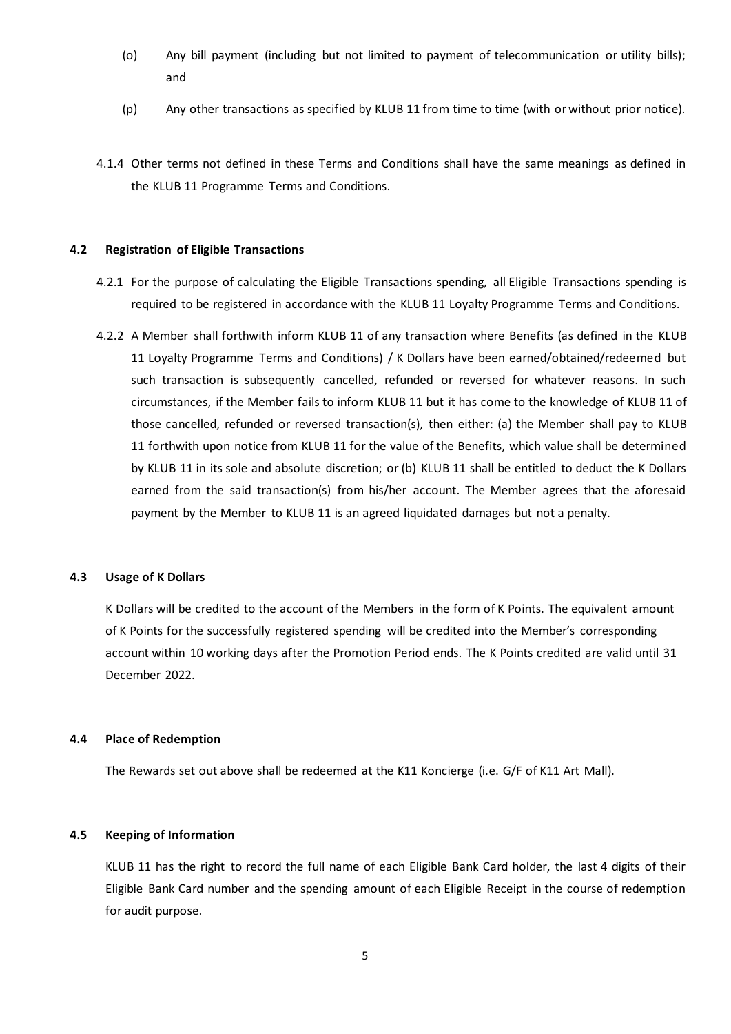(o) Any bill payment (including but not limited to payment of telecommunication or utility bills); and

(p) Any other transactions as specified by KLUB 11 from time to time (with or without prior notice).

4.1.4 Other terms not defined in these Terms and Conditions shall have the same meanings as defined in the KLUB 11 Programme Terms and Conditions.

### 4.2 Registration of Eligible Transactions

4.2.1 For the purpose of calculating the Eligible Transactions spending, all Eligible Transactions spending is required to be registered in accordance with the KLUB 11 Loyalty Programme Terms and Conditions.

4.2.2 A Member shall forthwith inform KLUB 11 of any transaction where Benefits (as defined in the KLUB 11 Loyalty Programme Terms and Conditions) / K Dollars have been earned/obtained/redeemed but such transaction is subsequently cancelled, refunded or reversed for whatever reasons. In such circumstances, if the Member fails to inform KLUB 11 but it has come to the knowledge of KLUB 11 of those cancelled, refunded or reversed transaction(s), then either: (a) the Member shall pay to KLUB 11 forthwith upon notice from KLUB 11 for the value of the Benefits, which value shall be determined by KLUB 11 in its sole and absolute discretion; or (b) KLUB 11 shall be entitled to deduct the K Dollars earned from the said transaction(s) from his/her account. The Member agrees that the aforesaid payment by the Member to KLUB 11 is an agreed liquidated damages but not a penalty.

### 4.3 Usage of K Dollars

K Dollars will be credited to the account of the Members in the form of K Points. The equivalent amount of K Points for the successfully registered spending will be credited into the Member's corresponding account within 10 working days after the Promotion Period ends. The K Points credited are valid until 31 December 2022.

### 4.4 Place of Redemption

The Rewards set out above shall be redeemed at the K11 Koncierge (i.e. G/F of K11 Art Mall).

### 4.5 Keeping of Information

KLUB 11 has the right to record the full name of each Eligible Bank Card holder, the last 4 digits of their Eligible Bank Card number and the spending amount of each Eligible Receipt in the course of redemption for audit purpose.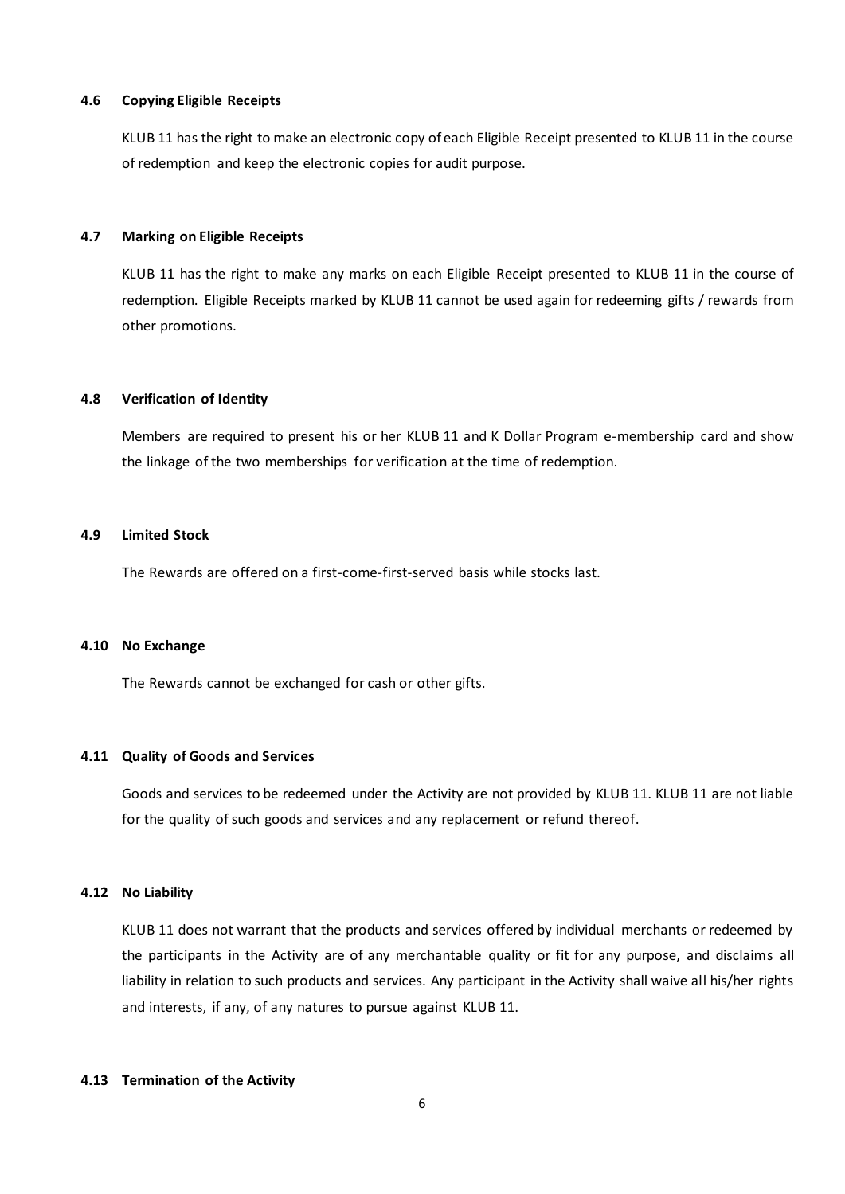#### 4.6 Copying Eligible Receipts

KLUB 11 has the right to make an electronic copy of each Eligible Receipt presented to KLUB 11 in the course of redemption and keep the electronic copies for audit purpose.

#### 4.7 Marking on Eligible Receipts

KLUB 11 has the right to make any marks on each Eligible Receipt presented to KLUB 11 in the course of redemption. Eligible Receipts marked by KLUB 11 cannot be used again for redeeming gifts / rewards from other promotions.

#### 4.8 Verification of Identity

Members are required to present his or her KLUB 11 and K Dollar Program e-membership card and show the linkage of the two memberships for verification at the time of redemption.

#### 4.9 Limited Stock

The Rewards are offered on a first-come-first-served basis while stocks last.

#### 4.10 No Exchange

The Rewards cannot be exchanged for cash or other gifts.

#### 4.11 Quality of Goods and Services

Goods and services to be redeemed under the Activity are not provided by KLUB 11. KLUB 11 are not liable for the quality of such goods and services and any replacement or refund thereof.

#### 4.12 No Liability

KLUB 11 does not warrant that the products and services offered by individual merchants or redeemed by the participants in the Activity are of any merchantable quality or fit for any purpose, and disclaims all liability in relation to such products and services. Any participant in the Activity shall waive all his/her rights and interests, if any, of any natures to pursue against KLUB 11.

#### 4.13 Termination of the Activity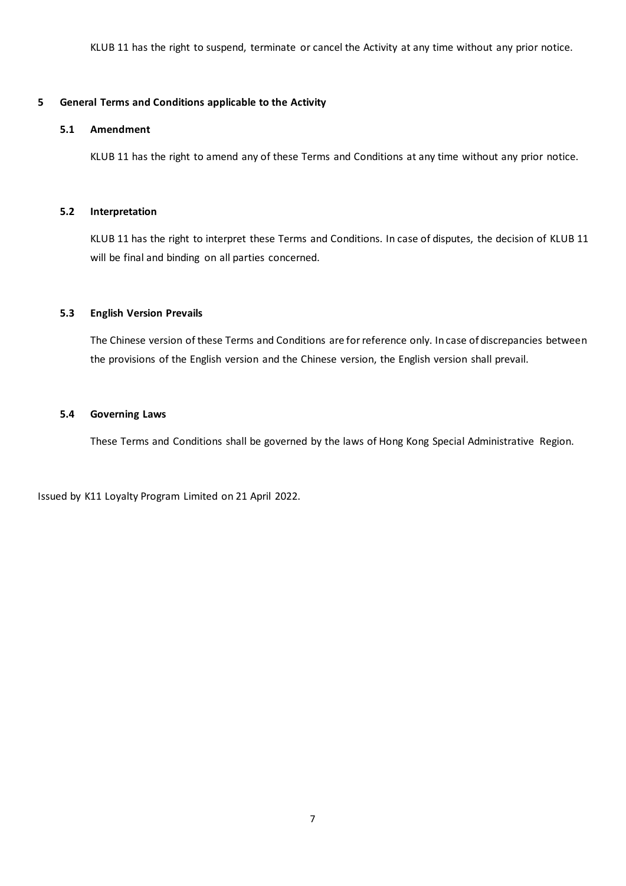KLUB 11 has the right to suspend, terminate or cancel the Activity at any time without any prior notice.

## 5 General Terms and Conditions applicable to the Activity

### 5.1 Amendment

KLUB 11 has the right to amend any of these Terms and Conditions at any time without any prior notice.

### 5.2 Interpretation

KLUB 11 has the right to interpret these Terms and Conditions. In case of disputes, the decision of KLUB 11 will be final and binding on all parties concerned.

### 5.3 English Version Prevails

The Chinese version of these Terms and Conditions are for reference only. In case of discrepancies between the provisions of the English version and the Chinese version, the English version shall prevail.

### 5.4 Governing Laws

These Terms and Conditions shall be governed by the laws of Hong Kong Special Administrative Region.

Issued by K11 Loyalty Program Limited on 21 April 2022.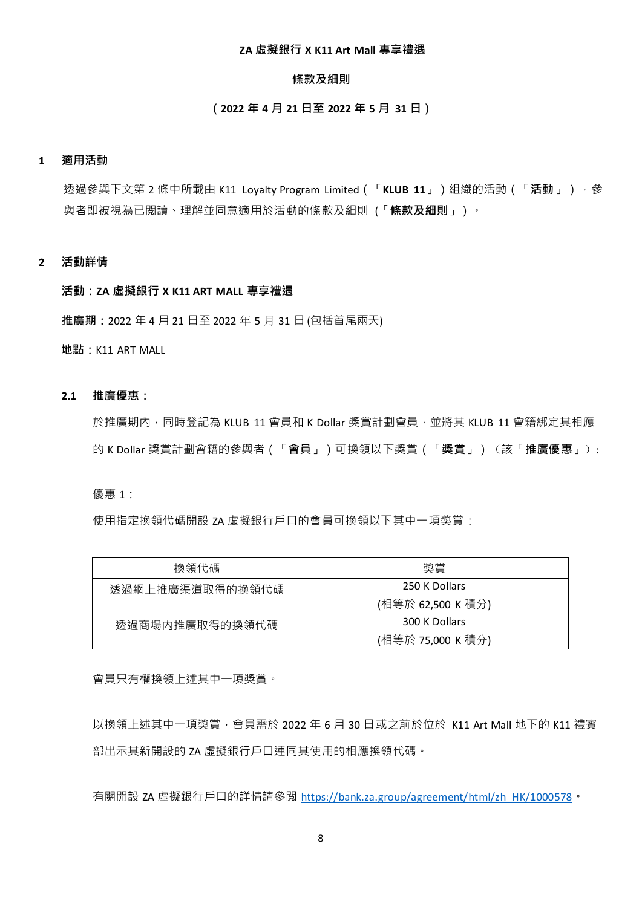**ZA 虛擬銀行 X K11 Art Mall 專享禮遇**

**條款及細則**

**（2022 年 4 月 21 日至 2022 年 5 月 31 日）**

## 1 適用活動

透過參與下文第 2 條中所載由 K11 Loyalty Program Limited（「**KLUB 11**」）組織的活動（「**活動**」），參與者即被視為已閱讀、理解並同意適用於活動的條款及細則（「**條款及細則**」）。

## 2 活動詳情

**活動：ZA 虛擬銀行 X K11 ART MALL 專享禮遇**

**推廣期**：2022 年 4 月 21 日至 2022 年 5 月 31 日 (包括首尾兩天)

**地點**：K11 ART MALL

### 2.1 推廣優惠：

於推廣期內，同時登記為 KLUB 11 會員和 K Dollar 獎賞計劃會員，並將其 KLUB 11 會籍綁定其相應的 K Dollar 獎賞計劃會籍的參與者（「**會員**」）可換領以下獎賞（「**獎賞**」）（該「**推廣優惠**」）：

優惠 1：

使用指定換領代碼開設 ZA 虛擬銀行戶口的會員可換領以下其中一項獎賞：

| 換領代碼 | 獎賞 |
| --- | --- |
| 透過網上推廣渠道取得的換領代碼 | 250 K Dollars (相等於 62,500 K 積分) |
| 透過商場內推廣取得的換領代碼 | 300 K Dollars (相等於 75,000 K 積分) |

會員只有權換領上述其中一項獎賞。

以換領上述其中一項獎賞，會員需於 2022 年 6 月 30 日或之前於位於 K11 Art Mall 地下的 K11 禮賓部出示其新開設的 ZA 虛擬銀行戶口連同其使用的相應換領代碼。

有關開設 ZA 虛擬銀行戶口的詳情請參閱 https://bank.za.group/agreement/html/zh_HK/1000578。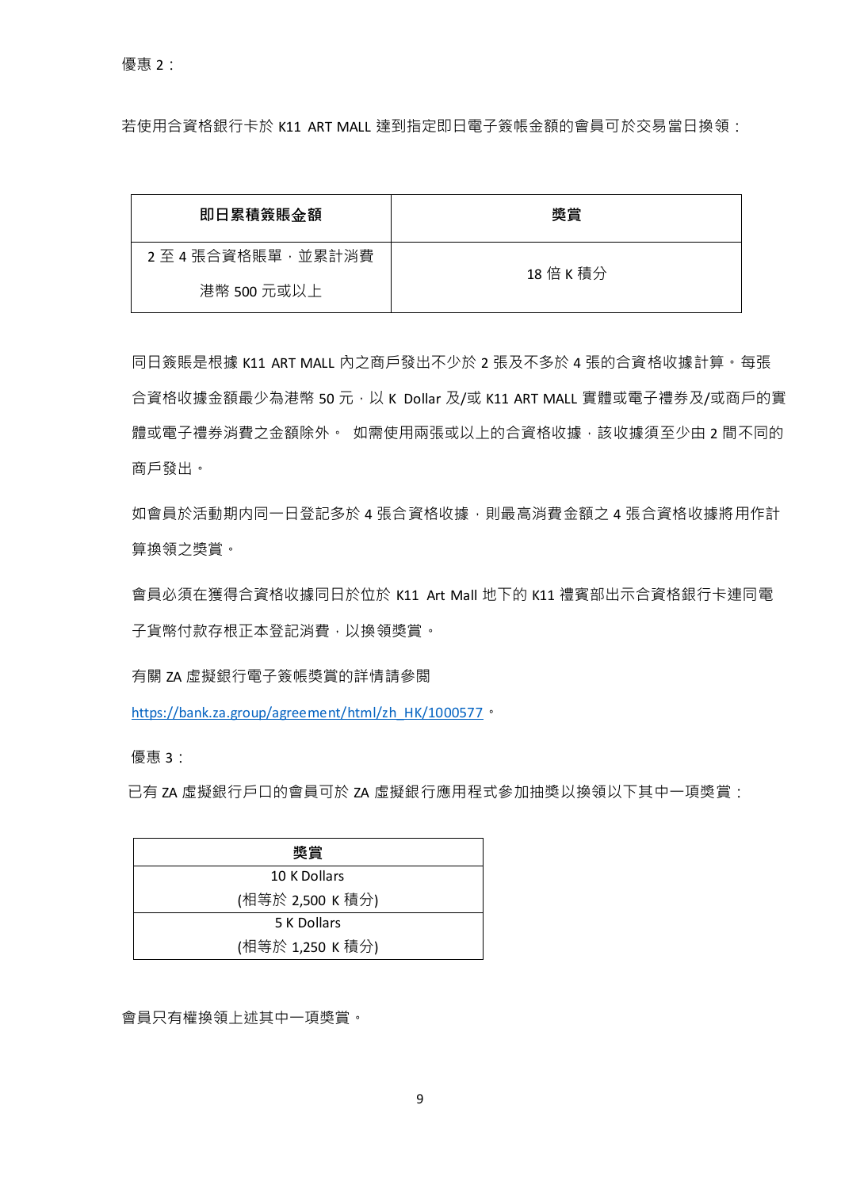優惠 2：

若使用合資格銀行卡於 K11 ART MALL 達到指定即日電子簽帳金額的會員可於交易當日換領：

| 即日累積簽賬金額 | 獎賞 |
| --- | --- |
| 2 至 4 張合資格賬單，並累計消費港幣 500 元或以上 | 18 倍 K 積分 |

同日簽賬是根據 K11 ART MALL 內之商戶發出不少於 2 張及不多於 4 張的合資格收據計算。每張合資格收據金額最少為港幣 50 元，以 K Dollar 及/或 K11 ART MALL 實體或電子禮券及/或商戶的實體或電子禮券消費之金額除外。 如需使用兩張或以上的合資格收據，該收據須至少由 2 間不同的商戶發出。

如會員於活動期內同一日登記多於 4 張合資格收據，則最高消費金額之 4 張合資格收據將用作計算換領之獎賞。

會員必須在獲得合資格收據同日於位於 K11 Art Mall 地下的 K11 禮賓部出示合資格銀行卡連同電子貨幣付款存根正本登記消費，以換領獎賞。

有關 ZA 虛擬銀行電子簽帳獎賞的詳情請參閱

https://bank.za.group/agreement/html/zh_HK/1000577。

優惠 3：

已有 ZA 虛擬銀行戶口的會員可於 ZA 虛擬銀行應用程式參加抽獎以換領以下其中一項獎賞：

| 獎賞 |
| --- |
| 10 K Dollars<br>(相等於 2,500 K 積分) |
| 5 K Dollars<br>(相等於 1,250 K 積分) |

會員只有權換領上述其中一項獎賞。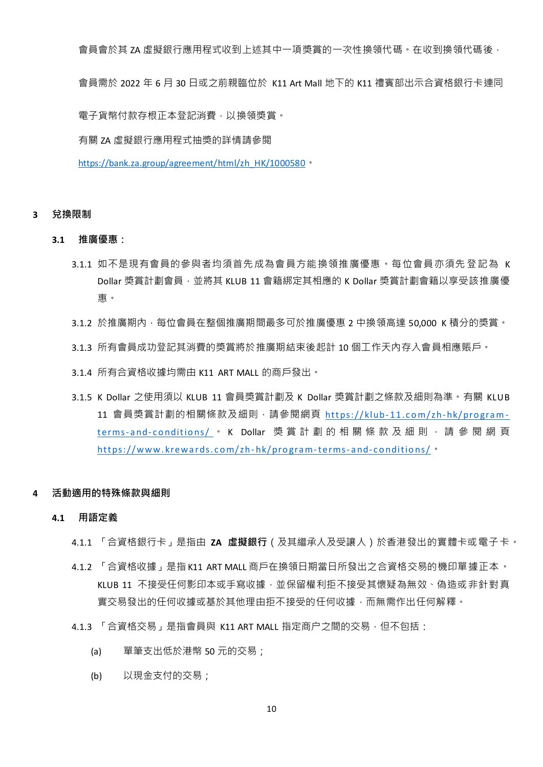會員會於其 ZA 虛擬銀行應用程式收到上述其中一項獎賞的一次性換領代碼。在收到換領代碼後，會員需於 2022 年 6 月 30 日或之前親臨位於 K11 Art Mall 地下的 K11 禮賓部出示合資格銀行卡連同電子貨幣付款存根正本登記消費，以換領獎賞。

有關 ZA 虛擬銀行應用程式抽獎的詳情請參閱 https://bank.za.group/agreement/html/zh_HK/1000580。

## 3 兌換限制

### 3.1 推廣優惠：

3.1.1 如不是現有會員的參與者均須首先成為會員方能換領推廣優惠。每位會員亦須先登記為 K Dollar 獎賞計劃會員，並將其 KLUB 11 會籍綁定其相應的 K Dollar 獎賞計劃會籍以享受該推廣優惠。

3.1.2 於推廣期內，每位會員在整個推廣期間最多可於推廣優惠 2 中換領高達 50,000 K 積分的獎賞。

3.1.3 所有會員成功登記其消費的獎賞將於推廣期結束後起計 10 個工作天內存入會員相應賬戶。

3.1.4 所有合資格收據均需由 K11 ART MALL 的商戶發出。

3.1.5 K Dollar 之使用須以 KLUB 11 會員獎賞計劃及 K Dollar 獎賞計劃之條款及細則為準。有關 KLUB 11 會員獎賞計劃的相關條款及細則，請參閱網頁 https://klub-11.com/zh-hk/program-terms-and-conditions/。K Dollar 獎賞計劃的相關條款及細則，請參閱網頁 https://www.krewards.com/zh-hk/program-terms-and-conditions/。

## 4 活動適用的特殊條款與細則

### 4.1 用語定義

4.1.1 「合資格銀行卡」是指由 **ZA 虛擬銀行**（及其繼承人及受讓人）於香港發出的實體卡或電子卡。

4.1.2 「合資格收據」是指 K11 ART MALL 商戶在換領日期當日所發出之合資格交易的機印單據正本。KLUB 11 不接受任何影印本或手寫收據，並保留權利拒不接受其懷疑為無效、偽造或非針對真實交易發出的任何收據或基於其他理由拒不接受的任何收據，而無需作出任何解釋。

4.1.3 「合資格交易」是指會員與 K11 ART MALL 指定商户之間的交易，但不包括：

(a) 單筆支出低於港幣 50 元的交易；

(b) 以現金支付的交易；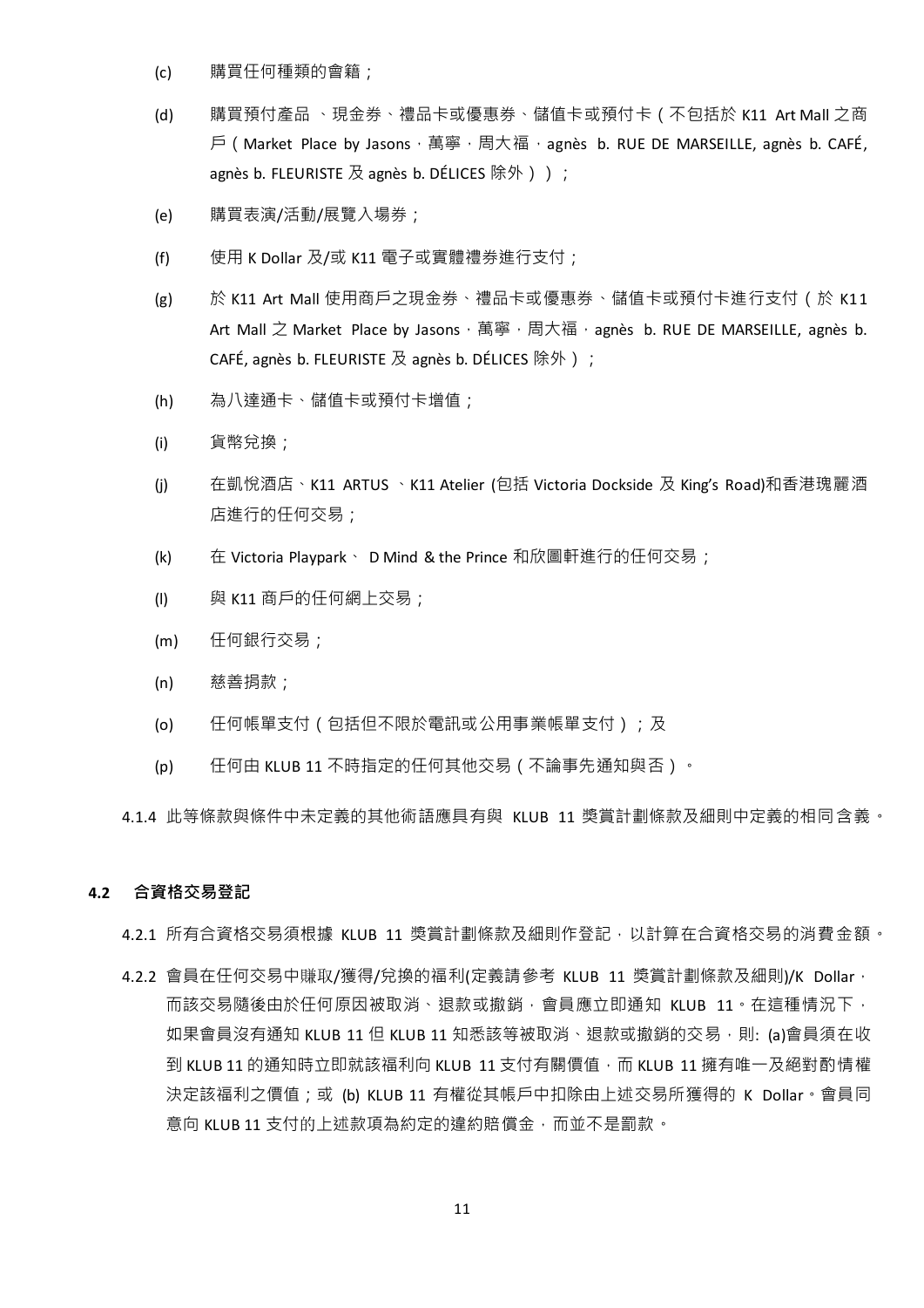(c) 購買任何種類的會籍；

(d) 購買預付產品 、現金券、禮品卡或優惠券、儲值卡或預付卡（不包括於 K11 Art Mall 之商戶（Market Place by Jasons，萬寧，周大福，agnès b. RUE DE MARSEILLE, agnès b. CAFÉ, agnès b. FLEURISTE 及 agnès b. DÉLICES 除外））；

(e) 購買表演/活動/展覽入場券；

(f) 使用 K Dollar 及/或 K11 電子或實體禮券進行支付；

(g) 於 K11 Art Mall 使用商戶之現金券、禮品卡或優惠券、儲值卡或預付卡進行支付（於 K11 Art Mall 之 Market Place by Jasons，萬寧，周大福，agnès b. RUE DE MARSEILLE, agnès b. CAFÉ, agnès b. FLEURISTE 及 agnès b. DÉLICES 除外）；

(h) 為八達通卡、儲值卡或預付卡增值；

(i) 貨幣兌換；

(j) 在凱悅酒店、K11 ARTUS 、K11 Atelier (包括 Victoria Dockside 及 King's Road)和香港瑰麗酒店進行的任何交易；

(k) 在 Victoria Playpark、 D Mind & the Prince 和欣圖軒進行的任何交易；

(l) 與 K11 商戶的任何網上交易；

(m) 任何銀行交易；

(n) 慈善捐款；

(o) 任何帳單支付（包括但不限於電訊或公用事業帳單支付）；及

(p) 任何由 KLUB 11 不時指定的任何其他交易（不論事先通知與否）。

4.1.4 此等條款與條件中未定義的其他術語應具有與 KLUB 11 獎賞計劃條款及細則中定義的相同含義。

**4.2 合資格交易登記**

4.2.1 所有合資格交易須根據 KLUB 11 獎賞計劃條款及細則作登記，以計算在合資格交易的消費金額。

4.2.2 會員在任何交易中賺取/獲得/兌換的福利(定義請參考 KLUB 11 獎賞計劃條款及細則)/K Dollar，而該交易隨後由於任何原因被取消、退款或撤銷，會員應立即通知 KLUB 11。在這種情況下，如果會員沒有通知 KLUB 11 但 KLUB 11 知悉該等被取消、退款或撤銷的交易，則: (a)會員須在收到 KLUB 11 的通知時立即就該福利向 KLUB 11 支付有關價值，而 KLUB 11 擁有唯一及絕對酌情權決定該福利之價值；或 (b) KLUB 11 有權從其帳戶中扣除由上述交易所獲得的 K Dollar。會員同意向 KLUB 11 支付的上述款項為約定的違約賠償金，而並不是罰款。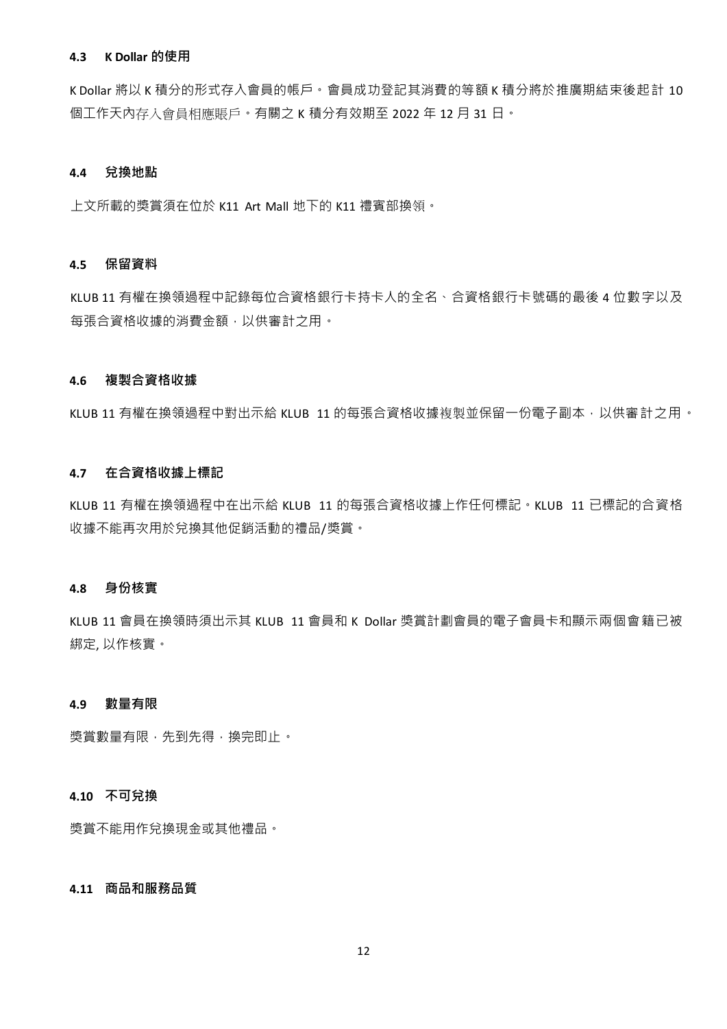### 4.3 K Dollar 的使用

K Dollar 將以 K 積分的形式存入會員的帳戶。會員成功登記其消費的等額 K 積分將於推廣期結束後起計 10 個工作天內存入會員相應賬戶。有關之 K 積分有效期至 2022 年 12 月 31 日。

### 4.4 兌換地點

上文所載的獎賞須在位於 K11 Art Mall 地下的 K11 禮賓部換領。

### 4.5 保留資料

KLUB 11 有權在換領過程中記錄每位合資格銀行卡持卡人的全名、合資格銀行卡號碼的最後 4 位數字以及每張合資格收據的消費金額，以供審計之用。

### 4.6 複製合資格收據

KLUB 11 有權在換領過程中對出示給 KLUB 11 的每張合資格收據複製並保留一份電子副本，以供審計之用。

### 4.7 在合資格收據上標記

KLUB 11 有權在換領過程中在出示給 KLUB 11 的每張合資格收據上作任何標記。KLUB 11 已標記的合資格收據不能再次用於兌換其他促銷活動的禮品/獎賞。

### 4.8 身份核實

KLUB 11 會員在換領時須出示其 KLUB 11 會員和 K Dollar 獎賞計劃會員的電子會員卡和顯示兩個會籍已被綁定, 以作核實。

### 4.9 數量有限

獎賞數量有限，先到先得，換完即止。

### 4.10 不可兌換

獎賞不能用作兌換現金或其他禮品。

### 4.11 商品和服務品質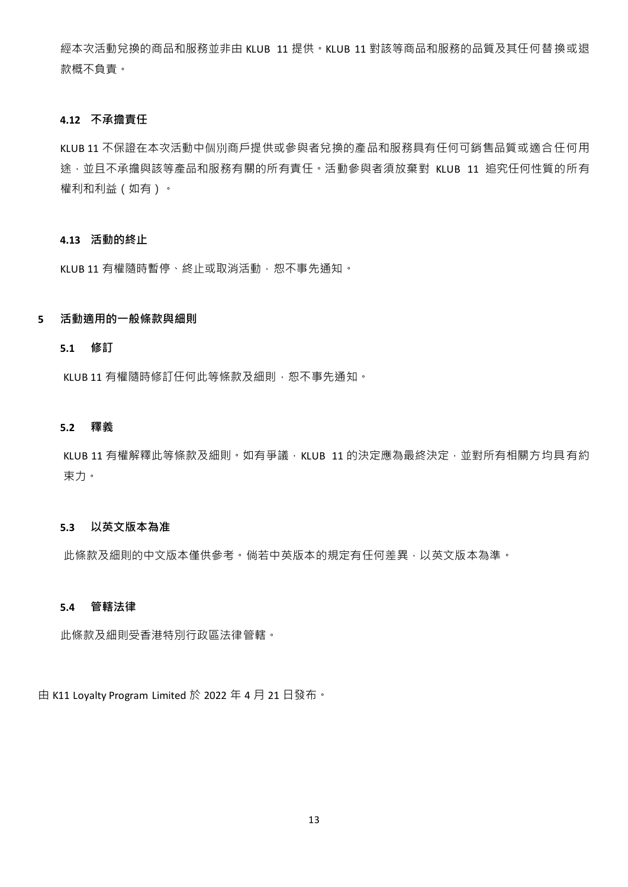經本次活動兌換的商品和服務並非由 KLUB 11 提供。KLUB 11 對該等商品和服務的品質及其任何替換或退款概不負責。

### 4.12 不承擔責任

KLUB 11 不保證在本次活動中個別商戶提供或參與者兌換的產品和服務具有任何可銷售品質或適合任何用途，並且不承擔與該等產品和服務有關的所有責任。活動參與者須放棄對 KLUB 11 追究任何性質的所有權利和利益（如有）。

### 4.13 活動的終止

KLUB 11 有權隨時暫停、終止或取消活動，恕不事先通知。

## 5 活動適用的一般條款與細則

### 5.1 修訂

KLUB 11 有權隨時修訂任何此等條款及細則，恕不事先通知。

### 5.2 釋義

KLUB 11 有權解釋此等條款及細則。如有爭議，KLUB 11 的決定應為最終決定，並對所有相關方均具有約束力。

### 5.3 以英文版本為准

此條款及細則的中文版本僅供參考。倘若中英版本的規定有任何差異，以英文版本為準。

### 5.4 管轄法律

此條款及細則受香港特別行政區法律管轄。

由 K11 Loyalty Program Limited 於 2022 年 4 月 21 日發布。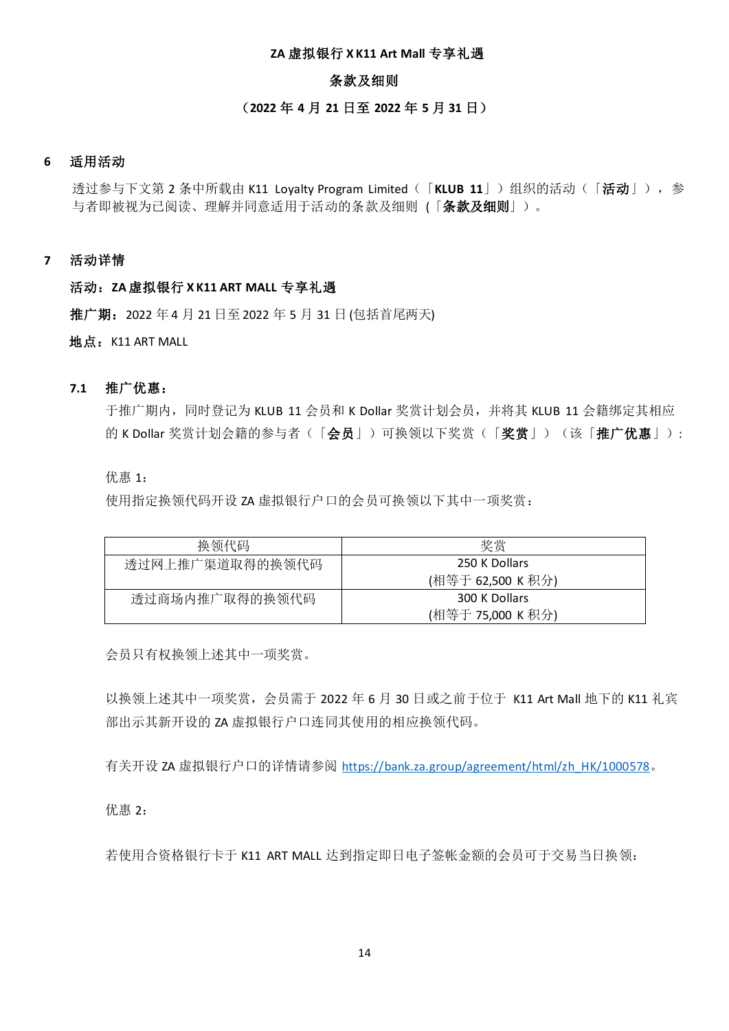**ZA 虚拟银行 X K11 Art Mall 专享礼遇**

**条款及细则**

**（2022 年 4 月 21 日至 2022 年 5 月 31 日）**

## 6 适用活动

透过参与下文第 2 条中所载由 K11 Loyalty Program Limited（「**KLUB 11**」）组织的活动（「**活动**」），参与者即被视为已阅读、理解并同意适用于活动的条款及细则（「**条款及细则**」）。

## 7 活动详情

**活动：ZA 虚拟银行 X K11 ART MALL 专享礼遇**

**推广期：**2022 年 4 月 21 日至 2022 年 5 月 31 日 (包括首尾两天)

**地点：**K11 ART MALL

### 7.1 推广优惠：

于推广期内，同时登记为 KLUB 11 会员和 K Dollar 奖赏计划会员，并将其 KLUB 11 会籍绑定其相应的 K Dollar 奖赏计划会籍的参与者（「**会员**」）可换领以下奖赏（「**奖赏**」）（该「**推广优惠**」）：

优惠 1：

使用指定换领代码开设 ZA 虚拟银行户口的会员可换领以下其中一项奖赏：

| 换领代码 | 奖赏 |
|---|---|
| 透过网上推广渠道取得的换领代码 | 250 K Dollars (相等于 62,500 K 积分) |
| 透过商场内推广取得的换领代码 | 300 K Dollars (相等于 75,000 K 积分) |

会员只有权换领上述其中一项奖赏。

以换领上述其中一项奖赏，会员需于 2022 年 6 月 30 日或之前于位于 K11 Art Mall 地下的 K11 礼宾部出示其新开设的 ZA 虚拟银行户口连同其使用的相应换领代码。

有关开设 ZA 虚拟银行户口的详情请参阅 https://bank.za.group/agreement/html/zh_HK/1000578。

优惠 2：

若使用合资格银行卡于 K11 ART MALL 达到指定即日电子签帐金额的会员可于交易当日换领：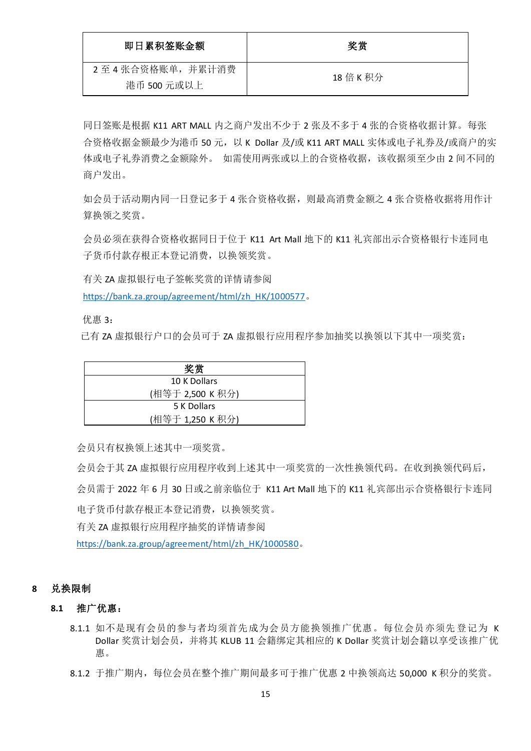| 即日累积签账金额 | 奖赏 |
|---|---|
| 2 至 4 张合资格账单，并累计消费港币 500 元或以上 | 18 倍 K 积分 |

同日签账是根据 K11 ART MALL 内之商户发出不少于 2 张及不多于 4 张的合资格收据计算。每张合资格收据金额最少为港币 50 元，以 K Dollar 及/或 K11 ART MALL 实体或电子礼券及/或商户的实体或电子礼券消费之金额除外。 如需使用两张或以上的合资格收据，该收据须至少由 2 间不同的商户发出。

如会员于活动期内同一日登记多于 4 张合资格收据，则最高消费金额之 4 张合资格收据将用作计算换领之奖赏。

会员必须在获得合资格收据同日于位于 K11 Art Mall 地下的 K11 礼宾部出示合资格银行卡连同电子货币付款存根正本登记消费，以换领奖赏。

有关 ZA 虚拟银行电子签帐奖赏的详情请参阅 https://bank.za.group/agreement/html/zh_HK/1000577。

优惠 3：

已有 ZA 虚拟银行户口的会员可于 ZA 虚拟银行应用程序参加抽奖以换领以下其中一项奖赏：

| 奖赏 |
|---|
| 10 K Dollars<br>(相等于 2,500 K 积分) |
| 5 K Dollars<br>(相等于 1,250 K 积分) |

会员只有权换领上述其中一项奖赏。

会员会于其 ZA 虚拟银行应用程序收到上述其中一项奖赏的一次性换领代码。在收到换领代码后，会员需于 2022 年 6 月 30 日或之前亲临位于 K11 Art Mall 地下的 K11 礼宾部出示合资格银行卡连同电子货币付款存根正本登记消费，以换领奖赏。

有关 ZA 虚拟银行应用程序抽奖的详情请参阅 https://bank.za.group/agreement/html/zh_HK/1000580。

## 8 兑换限制

### 8.1 推广优惠：

8.1.1 如不是现有会员的参与者均须首先成为会员方能换领推广优惠。每位会员亦须先登记为 K Dollar 奖赏计划会员，并将其 KLUB 11 会籍绑定其相应的 K Dollar 奖赏计划会籍以享受该推广优惠。

8.1.2 于推广期内，每位会员在整个推广期间最多可于推广优惠 2 中换领高达 50,000 K 积分的奖赏。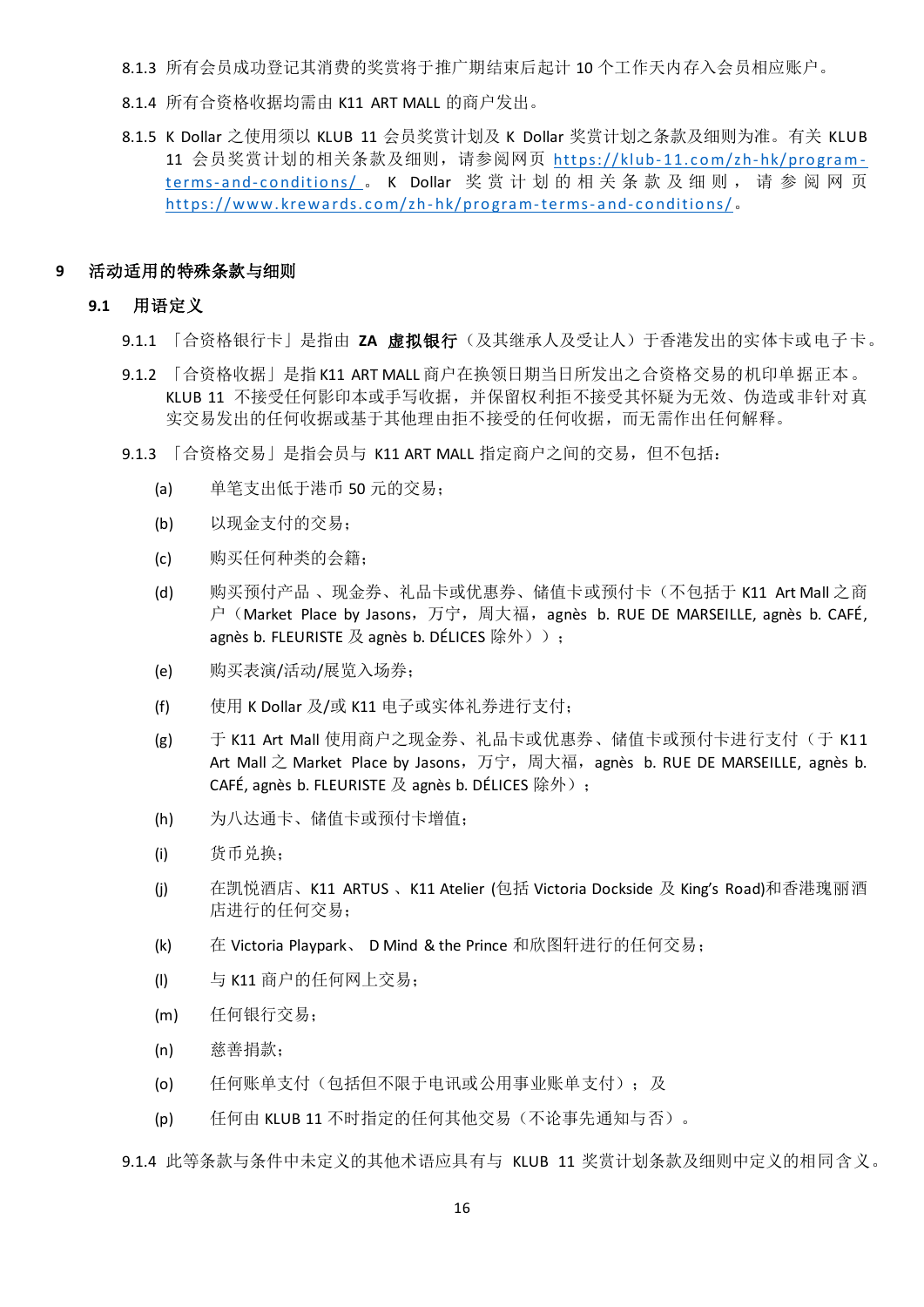8.1.3 所有会员成功登记其消费的奖赏将于推广期结束后起计 10 个工作天内存入会员相应账户。

8.1.4 所有合资格收据均需由 K11 ART MALL 的商户发出。

8.1.5 K Dollar 之使用须以 KLUB 11 会员奖赏计划及 K Dollar 奖赏计划之条款及细则为准。有关 KLUB 11 会员奖赏计划的相关条款及细则，请参阅网页 [https://klub-11.com/zh-hk/program-terms-and-conditions/](https://klub-11.com/zh-hk/program-terms-and-conditions/)。K Dollar 奖赏计划的相关条款及细则，请参阅网页 [https://www.krewards.com/zh-hk/program-terms-and-conditions/](https://www.krewards.com/zh-hk/program-terms-and-conditions/)。

## 9 活动适用的特殊条款与细则

### 9.1 用语定义

9.1.1 「合资格银行卡」是指由 **ZA 虚拟银行**（及其继承人及受让人）于香港发出的实体卡或电子卡。

9.1.2 「合资格收据」是指K11 ART MALL 商户在换领日期当日所发出之合资格交易的机印单据正本。KLUB 11 不接受任何影印本或手写收据，并保留权利拒不接受其怀疑为无效、伪造或非针对真实交易发出的任何收据或基于其他理由拒不接受的任何收据，而无需作出任何解释。

9.1.3 「合资格交易」是指会员与 K11 ART MALL 指定商户之间的交易，但不包括：

(a) 单笔支出低于港币 50 元的交易；

(b) 以现金支付的交易；

(c) 购买任何种类的会籍；

(d) 购买预付产品 、现金券、礼品卡或优惠券、储值卡或预付卡（不包括于 K11 Art Mall 之商户（Market Place by Jasons，万宁，周大福，agnès b. RUE DE MARSEILLE, agnès b. CAFÉ, agnès b. FLEURISTE 及 agnès b. DÉLICES 除外））；

(e) 购买表演/活动/展览入场券；

(f) 使用 K Dollar 及/或 K11 电子或实体礼券进行支付；

(g) 于 K11 Art Mall 使用商户之现金券、礼品卡或优惠券、储值卡或预付卡进行支付（于 K11 Art Mall 之 Market Place by Jasons，万宁，周大福，agnès b. RUE DE MARSEILLE, agnès b. CAFÉ, agnès b. FLEURISTE 及 agnès b. DÉLICES 除外）；

(h) 为八达通卡、储值卡或预付卡增值；

(i) 货币兑换；

(j) 在凯悦酒店、K11 ARTUS 、K11 Atelier (包括 Victoria Dockside 及 King's Road)和香港瑰丽酒店进行的任何交易；

(k) 在 Victoria Playpark、 D Mind & the Prince 和欣图轩进行的任何交易；

(l) 与 K11 商户的任何网上交易；

(m) 任何银行交易；

(n) 慈善捐款；

(o) 任何账单支付（包括但不限于电讯或公用事业账单支付）； 及

(p) 任何由 KLUB 11 不时指定的任何其他交易（不论事先通知与否）。

9.1.4 此等条款与条件中未定义的其他术语应具有与 KLUB 11 奖赏计划条款及细则中定义的相同含义。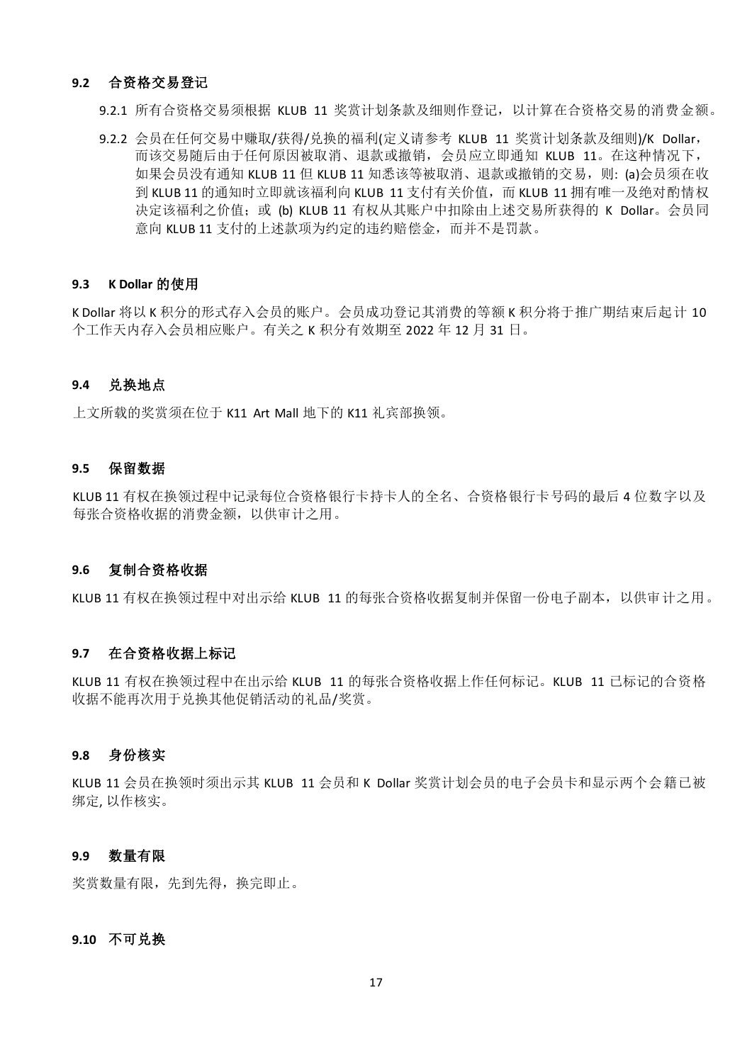### 9.2 合资格交易登记

9.2.1 所有合资格交易须根据 KLUB 11 奖赏计划条款及细则作登记，以计算在合资格交易的消费金额。

9.2.2 会员在任何交易中赚取/获得/兑换的福利(定义请参考 KLUB 11 奖赏计划条款及细则)/K Dollar，而该交易随后由于任何原因被取消、退款或撤销，会员应立即通知 KLUB 11。在这种情况下，如果会员没有通知 KLUB 11 但 KLUB 11 知悉该等被取消、退款或撤销的交易，则: (a)会员须在收到 KLUB 11 的通知时立即就该福利向 KLUB 11 支付有关价值，而 KLUB 11 拥有唯一及绝对酌情权决定该福利之价值；或 (b) KLUB 11 有权从其账户中扣除由上述交易所获得的 K Dollar。会员同意向 KLUB 11 支付的上述款项为约定的违约赔偿金，而并不是罚款。

### 9.3 K Dollar 的使用

K Dollar 将以 K 积分的形式存入会员的账户。会员成功登记其消费的等额 K 积分将于推广期结束后起计 10 个工作天内存入会员相应账户。有关之 K 积分有效期至 2022 年 12 月 31 日。

### 9.4 兑换地点

上文所载的奖赏须在位于 K11 Art Mall 地下的 K11 礼宾部换领。

### 9.5 保留数据

KLUB 11 有权在换领过程中记录每位合资格银行卡持卡人的全名、合资格银行卡号码的最后 4 位数字以及每张合资格收据的消费金额，以供审计之用。

### 9.6 复制合资格收据

KLUB 11 有权在换领过程中对出示给 KLUB 11 的每张合资格收据复制并保留一份电子副本，以供审计之用。

### 9.7 在合资格收据上标记

KLUB 11 有权在换领过程中在出示给 KLUB 11 的每张合资格收据上作任何标记。KLUB 11 已标记的合资格收据不能再次用于兑换其他促销活动的礼品/奖赏。

### 9.8 身份核实

KLUB 11 会员在换领时须出示其 KLUB 11 会员和 K Dollar 奖赏计划会员的电子会员卡和显示两个会籍已被绑定, 以作核实。

### 9.9 数量有限

奖赏数量有限，先到先得，换完即止。

### 9.10 不可兑换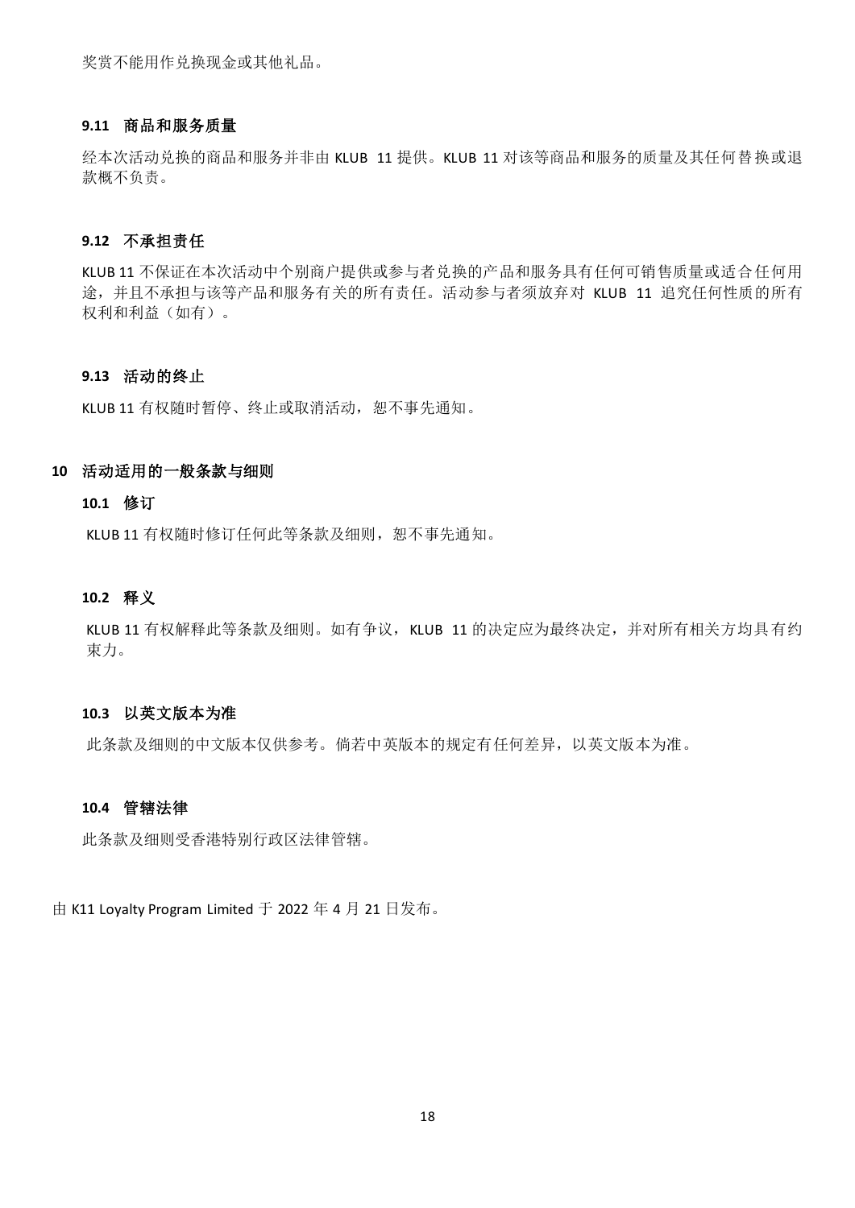奖赏不能用作兑换现金或其他礼品。

### 9.11 商品和服务质量

经本次活动兑换的商品和服务并非由 KLUB 11 提供。KLUB 11 对该等商品和服务的质量及其任何替换或退款概不负责。

### 9.12 不承担责任

KLUB 11 不保证在本次活动中个别商户提供或参与者兑换的产品和服务具有任何可销售质量或适合任何用途，并且不承担与该等产品和服务有关的所有责任。活动参与者须放弃对 KLUB 11 追究任何性质的所有权利和利益（如有）。

### 9.13 活动的终止

KLUB 11 有权随时暂停、终止或取消活动，恕不事先通知。

## 10 活动适用的一般条款与细则

### 10.1 修订

KLUB 11 有权随时修订任何此等条款及细则，恕不事先通知。

### 10.2 释义

KLUB 11 有权解释此等条款及细则。如有争议，KLUB 11 的决定应为最终决定，并对所有相关方均具有约束力。

### 10.3 以英文版本为准

此条款及细则的中文版本仅供参考。倘若中英版本的规定有任何差异，以英文版本为准。

### 10.4 管辖法律

此条款及细则受香港特别行政区法律管辖。

由 K11 Loyalty Program Limited 于 2022 年 4 月 21 日发布。